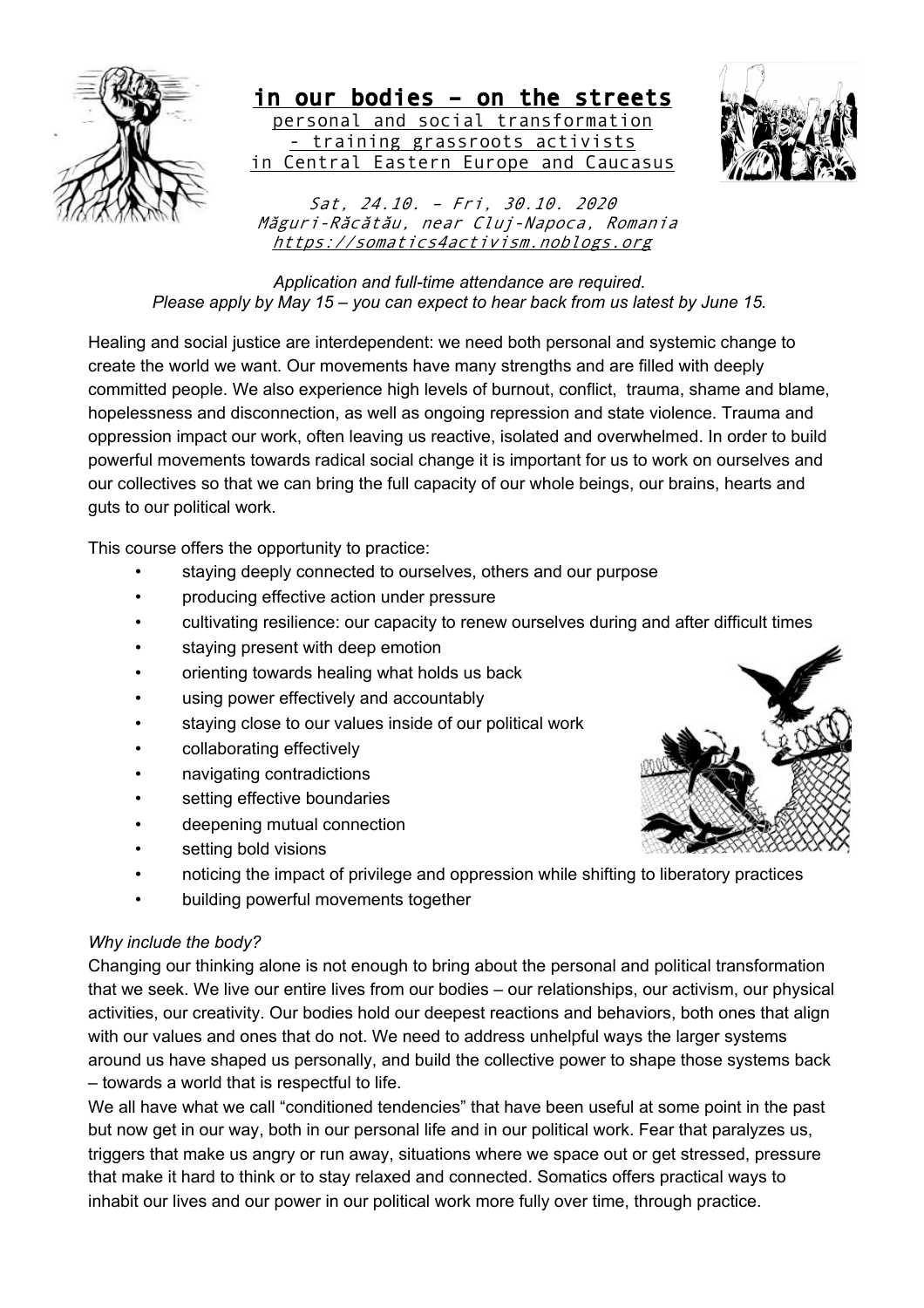# in our bodies – on the streets

personal and social transformation
- training grassroots activists
in Central Eastern Europe and Caucasus

*Sat, 24.10. – Fri, 30.10. 2020*
*Măguri-Răcătău, near Cluj-Napoca, Romania*
*https://somatics4activism.noblogs.org*

*Application and full-time attendance are required.*
*Please apply by May 15 – you can expect to hear back from us latest by June 15.*

Healing and social justice are interdependent: we need both personal and systemic change to create the world we want. Our movements have many strengths and are filled with deeply committed people. We also experience high levels of burnout, conflict, trauma, shame and blame, hopelessness and disconnection, as well as ongoing repression and state violence. Trauma and oppression impact our work, often leaving us reactive, isolated and overwhelmed. In order to build powerful movements towards radical social change it is important for us to work on ourselves and our collectives so that we can bring the full capacity of our whole beings, our brains, hearts and guts to our political work.

This course offers the opportunity to practice:

- staying deeply connected to ourselves, others and our purpose
- producing effective action under pressure
- cultivating resilience: our capacity to renew ourselves during and after difficult times
- staying present with deep emotion
- orienting towards healing what holds us back
- using power effectively and accountably
- staying close to our values inside of our political work
- collaborating effectively
- navigating contradictions
- setting effective boundaries
- deepening mutual connection
- setting bold visions
- noticing the impact of privilege and oppression while shifting to liberatory practices
- building powerful movements together

*Why include the body?*

Changing our thinking alone is not enough to bring about the personal and political transformation that we seek. We live our entire lives from our bodies – our relationships, our activism, our physical activities, our creativity. Our bodies hold our deepest reactions and behaviors, both ones that align with our values and ones that do not. We need to address unhelpful ways the larger systems around us have shaped us personally, and build the collective power to shape those systems back – towards a world that is respectful to life.

We all have what we call "conditioned tendencies" that have been useful at some point in the past but now get in our way, both in our personal life and in our political work. Fear that paralyzes us, triggers that make us angry or run away, situations where we space out or get stressed, pressure that make it hard to think or to stay relaxed and connected. Somatics offers practical ways to inhabit our lives and our power in our political work more fully over time, through practice.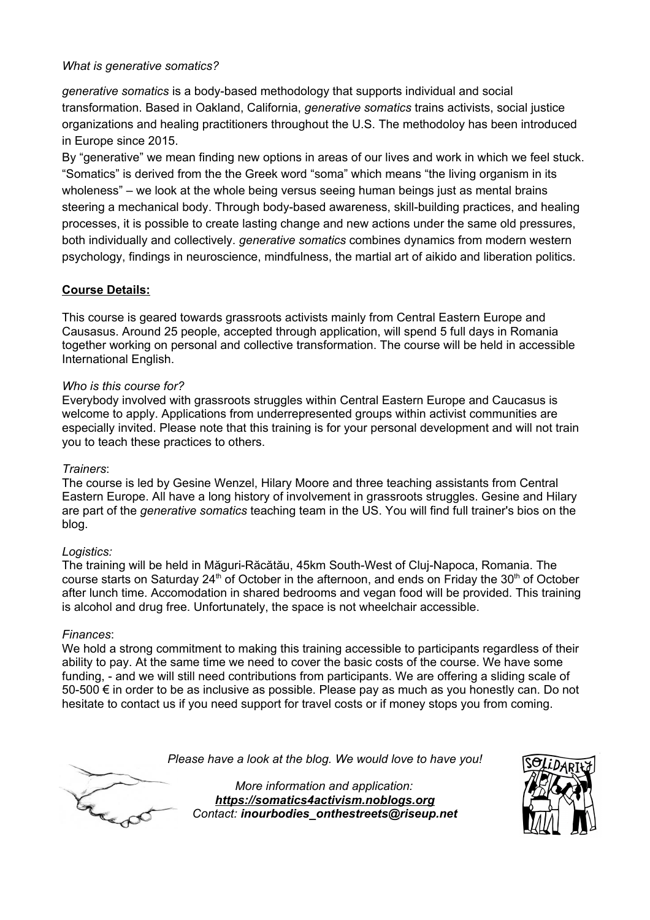*What is generative somatics?*

*generative somatics* is a body-based methodology that supports individual and social transformation. Based in Oakland, California, *generative somatics* trains activists, social justice organizations and healing practitioners throughout the U.S. The methodoloy has been introduced in Europe since 2015.

By "generative" we mean finding new options in areas of our lives and work in which we feel stuck. "Somatics" is derived from the the Greek word "soma" which means "the living organism in its wholeness" – we look at the whole being versus seeing human beings just as mental brains steering a mechanical body. Through body-based awareness, skill-building practices, and healing processes, it is possible to create lasting change and new actions under the same old pressures, both individually and collectively. *generative somatics* combines dynamics from modern western psychology, findings in neuroscience, mindfulness, the martial art of aikido and liberation politics.

**Course Details:**

This course is geared towards grassroots activists mainly from Central Eastern Europe and Causasus. Around 25 people, accepted through application, will spend 5 full days in Romania together working on personal and collective transformation. The course will be held in accessible International English.

*Who is this course for?*

Everybody involved with grassroots struggles within Central Eastern Europe and Caucasus is welcome to apply. Applications from underrepresented groups within activist communities are especially invited. Please note that this training is for your personal development and will not train you to teach these practices to others.

*Trainers*:

The course is led by Gesine Wenzel, Hilary Moore and three teaching assistants from Central Eastern Europe. All have a long history of involvement in grassroots struggles. Gesine and Hilary are part of the *generative somatics* teaching team in the US. You will find full trainer's bios on the blog.

*Logistics:*

The training will be held in Măguri-Răcătău, 45km South-West of Cluj-Napoca, Romania. The course starts on Saturday 24th of October in the afternoon, and ends on Friday the 30th of October after lunch time. Accomodation in shared bedrooms and vegan food will be provided. This training is alcohol and drug free. Unfortunately, the space is not wheelchair accessible.

*Finances*:

We hold a strong commitment to making this training accessible to participants regardless of their ability to pay. At the same time we need to cover the basic costs of the course. We have some funding, - and we will still need contributions from participants. We are offering a sliding scale of 50-500 € in order to be as inclusive as possible. Please pay as much as you honestly can. Do not hesitate to contact us if you need support for travel costs or if money stops you from coming.

*Please have a look at the blog. We would love to have you!*

*More information and application:*
***https://somatics4activism.noblogs.org***
*Contact:* ***inourbodies_onthestreets@riseup.net***